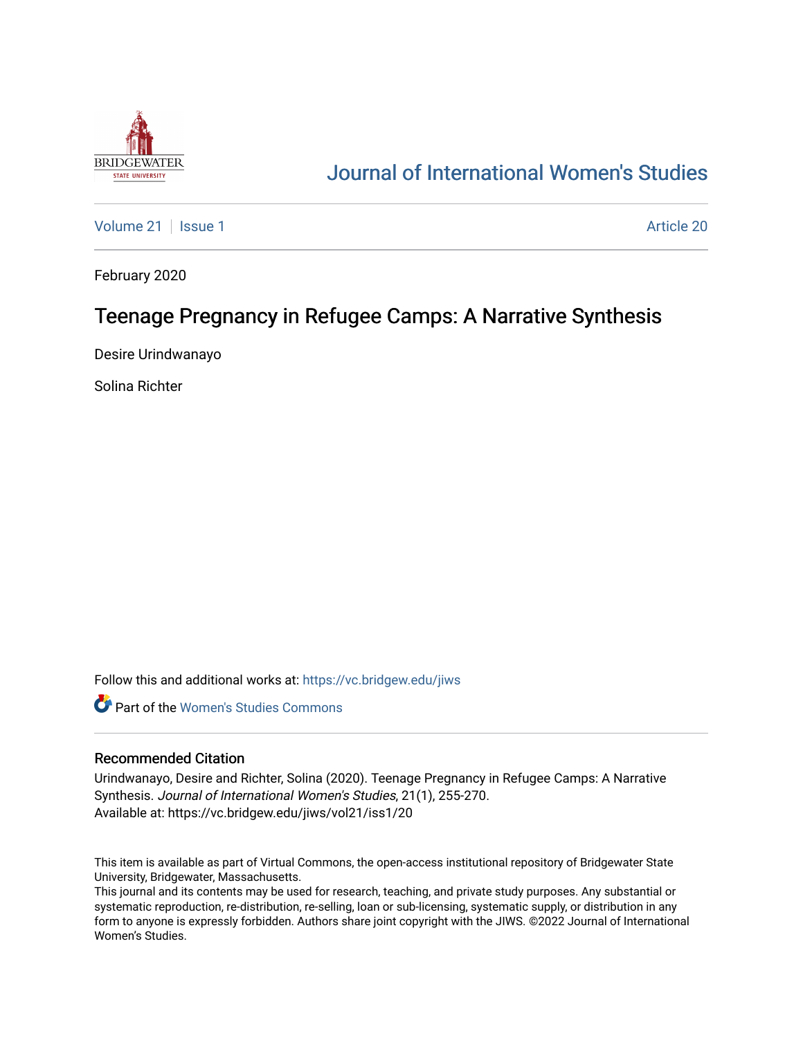# Journal of International Women's Studies

Volume 21 | Issue 1 Article 20

February 2020

## Teenage Pregnancy in Refugee Camps: A Narrative Synthesis

Desire Urindwanayo

Solina Richter

Follow this and additional works at: https://vc.bridgew.edu/jiws

Part of the Women's Studies Commons

### Recommended Citation

Urindwanayo, Desire and Richter, Solina (2020). Teenage Pregnancy in Refugee Camps: A Narrative Synthesis. *Journal of International Women's Studies*, 21(1), 255-270.
Available at: https://vc.bridgew.edu/jiws/vol21/iss1/20

This item is available as part of Virtual Commons, the open-access institutional repository of Bridgewater State University, Bridgewater, Massachusetts.
This journal and its contents may be used for research, teaching, and private study purposes. Any substantial or systematic reproduction, re-distribution, re-selling, loan or sub-licensing, systematic supply, or distribution in any form to anyone is expressly forbidden. Authors share joint copyright with the JIWS. ©2022 Journal of International Women's Studies.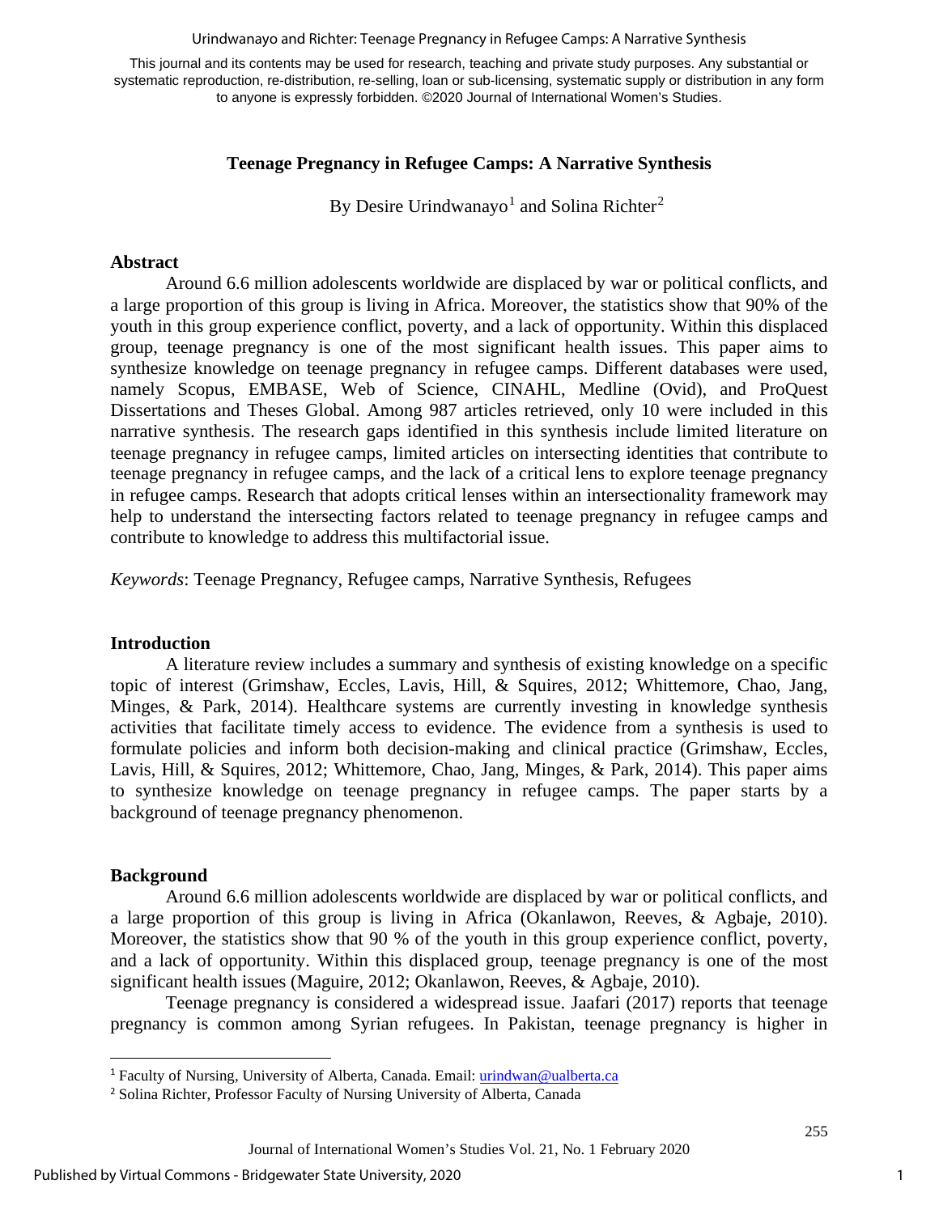This journal and its contents may be used for research, teaching and private study purposes. Any substantial or systematic reproduction, re-distribution, re-selling, loan or sub-licensing, systematic supply or distribution in any form to anyone is expressly forbidden. ©2020 Journal of International Women's Studies.

# Teenage Pregnancy in Refugee Camps: A Narrative Synthesis

By Desire Urindwanayo[1] and Solina Richter[2]

## Abstract

Around 6.6 million adolescents worldwide are displaced by war or political conflicts, and a large proportion of this group is living in Africa. Moreover, the statistics show that 90% of the youth in this group experience conflict, poverty, and a lack of opportunity. Within this displaced group, teenage pregnancy is one of the most significant health issues. This paper aims to synthesize knowledge on teenage pregnancy in refugee camps. Different databases were used, namely Scopus, EMBASE, Web of Science, CINAHL, Medline (Ovid), and ProQuest Dissertations and Theses Global. Among 987 articles retrieved, only 10 were included in this narrative synthesis. The research gaps identified in this synthesis include limited literature on teenage pregnancy in refugee camps, limited articles on intersecting identities that contribute to teenage pregnancy in refugee camps, and the lack of a critical lens to explore teenage pregnancy in refugee camps. Research that adopts critical lenses within an intersectionality framework may help to understand the intersecting factors related to teenage pregnancy in refugee camps and contribute to knowledge to address this multifactorial issue.

*Keywords*: Teenage Pregnancy, Refugee camps, Narrative Synthesis, Refugees

## Introduction

A literature review includes a summary and synthesis of existing knowledge on a specific topic of interest (Grimshaw, Eccles, Lavis, Hill, & Squires, 2012; Whittemore, Chao, Jang, Minges, & Park, 2014). Healthcare systems are currently investing in knowledge synthesis activities that facilitate timely access to evidence. The evidence from a synthesis is used to formulate policies and inform both decision-making and clinical practice (Grimshaw, Eccles, Lavis, Hill, & Squires, 2012; Whittemore, Chao, Jang, Minges, & Park, 2014). This paper aims to synthesize knowledge on teenage pregnancy in refugee camps. The paper starts by a background of teenage pregnancy phenomenon.

## Background

Around 6.6 million adolescents worldwide are displaced by war or political conflicts, and a large proportion of this group is living in Africa (Okanlawon, Reeves, & Agbaje, 2010). Moreover, the statistics show that 90 % of the youth in this group experience conflict, poverty, and a lack of opportunity. Within this displaced group, teenage pregnancy is one of the most significant health issues (Maguire, 2012; Okanlawon, Reeves, & Agbaje, 2010).

Teenage pregnancy is considered a widespread issue. Jaafari (2017) reports that teenage pregnancy is common among Syrian refugees. In Pakistan, teenage pregnancy is higher in

---

[1] Faculty of Nursing, University of Alberta, Canada. Email: urindwan@ualberta.ca

[2] Solina Richter, Professor Faculty of Nursing University of Alberta, Canada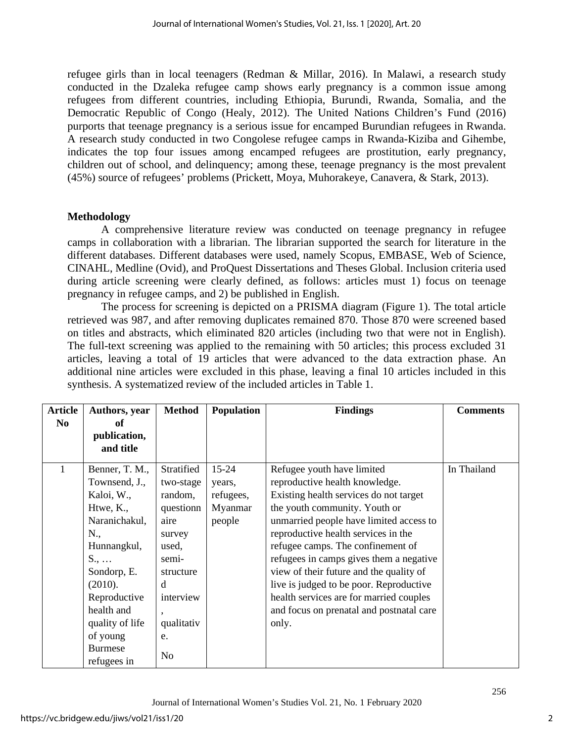refugee girls than in local teenagers (Redman & Millar, 2016). In Malawi, a research study conducted in the Dzaleka refugee camp shows early pregnancy is a common issue among refugees from different countries, including Ethiopia, Burundi, Rwanda, Somalia, and the Democratic Republic of Congo (Healy, 2012). The United Nations Children's Fund (2016) purports that teenage pregnancy is a serious issue for encamped Burundian refugees in Rwanda. A research study conducted in two Congolese refugee camps in Rwanda-Kiziba and Gihembe, indicates the top four issues among encamped refugees are prostitution, early pregnancy, children out of school, and delinquency; among these, teenage pregnancy is the most prevalent (45%) source of refugees' problems (Prickett, Moya, Muhorakeye, Canavera, & Stark, 2013).

## Methodology

A comprehensive literature review was conducted on teenage pregnancy in refugee camps in collaboration with a librarian. The librarian supported the search for literature in the different databases. Different databases were used, namely Scopus, EMBASE, Web of Science, CINAHL, Medline (Ovid), and ProQuest Dissertations and Theses Global. Inclusion criteria used during article screening were clearly defined, as follows: articles must 1) focus on teenage pregnancy in refugee camps, and 2) be published in English.

The process for screening is depicted on a PRISMA diagram (Figure 1). The total article retrieved was 987, and after removing duplicates remained 870. Those 870 were screened based on titles and abstracts, which eliminated 820 articles (including two that were not in English). The full-text screening was applied to the remaining with 50 articles; this process excluded 31 articles, leaving a total of 19 articles that were advanced to the data extraction phase. An additional nine articles were excluded in this phase, leaving a final 10 articles included in this synthesis. A systematized review of the included articles in Table 1.

| Article No | Authors, year of publication, and title | Method | Population | Findings | Comments |
|---|---|---|---|---|---|
| 1 | Benner, T. M., Townsend, J., Kaloi, W., Htwe, K., Naranichakul, N., Hunnangkul, S., … Sondorp, E. (2010). Reproductive health and quality of life of young Burmese refugees in | Stratified two-stage random, questionnaire survey used, semi-structured interview, qualitative. No | 15-24 years, refugees, Myanmar people | Refugee youth have limited reproductive health knowledge. Existing health services do not target the youth community. Youth or unmarried people have limited access to reproductive health services in the refugee camps. The confinement of refugees in camps gives them a negative view of their future and the quality of live is judged to be poor. Reproductive health services are for married couples and focus on prenatal and postnatal care only. | In Thailand |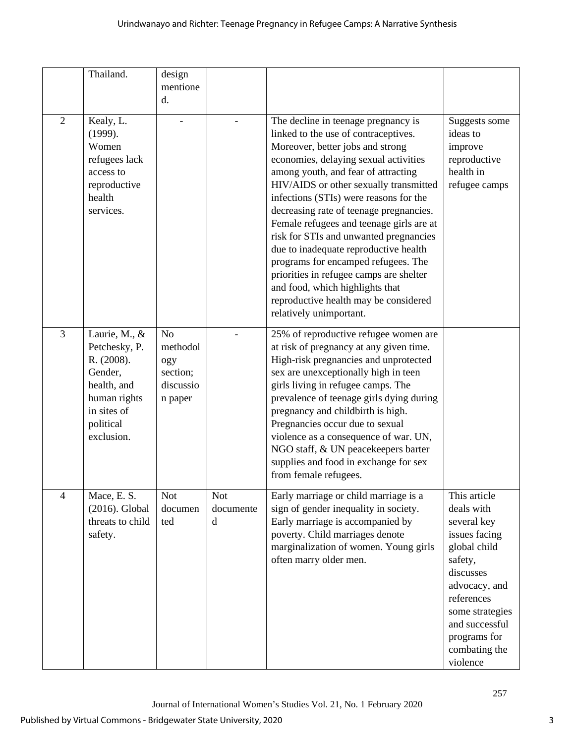| | | | | | |
|---|---|---|---|---|---|
| | Thailand. | design mentioned. | | | |
| 2 | Kealy, L. (1999). Women refugees lack access to reproductive health services. | - | - | The decline in teenage pregnancy is linked to the use of contraceptives. Moreover, better jobs and strong economies, delaying sexual activities among youth, and fear of attracting HIV/AIDS or other sexually transmitted infections (STIs) were reasons for the decreasing rate of teenage pregnancies. Female refugees and teenage girls are at risk for STIs and unwanted pregnancies due to inadequate reproductive health programs for encamped refugees. The priorities in refugee camps are shelter and food, which highlights that reproductive health may be considered relatively unimportant. | Suggests some ideas to improve reproductive health in refugee camps |
| 3 | Laurie, M., & Petchesky, P. R. (2008). Gender, health, and human rights in sites of political exclusion. | No methodology section; discussion paper | - | 25% of reproductive refugee women are at risk of pregnancy at any given time. High-risk pregnancies and unprotected sex are unexceptionally high in teen girls living in refugee camps. The prevalence of teenage girls dying during pregnancy and childbirth is high. Pregnancies occur due to sexual violence as a consequence of war. UN, NGO staff, & UN peacekeepers barter supplies and food in exchange for sex from female refugees. | |
| 4 | Mace, E. S. (2016). Global threats to child safety. | Not documented | Not documented | Early marriage or child marriage is a sign of gender inequality in society. Early marriage is accompanied by poverty. Child marriages denote marginalization of women. Young girls often marry older men. | This article deals with several key issues facing global child safety, discusses advocacy, and references some strategies and successful programs for combating the violence |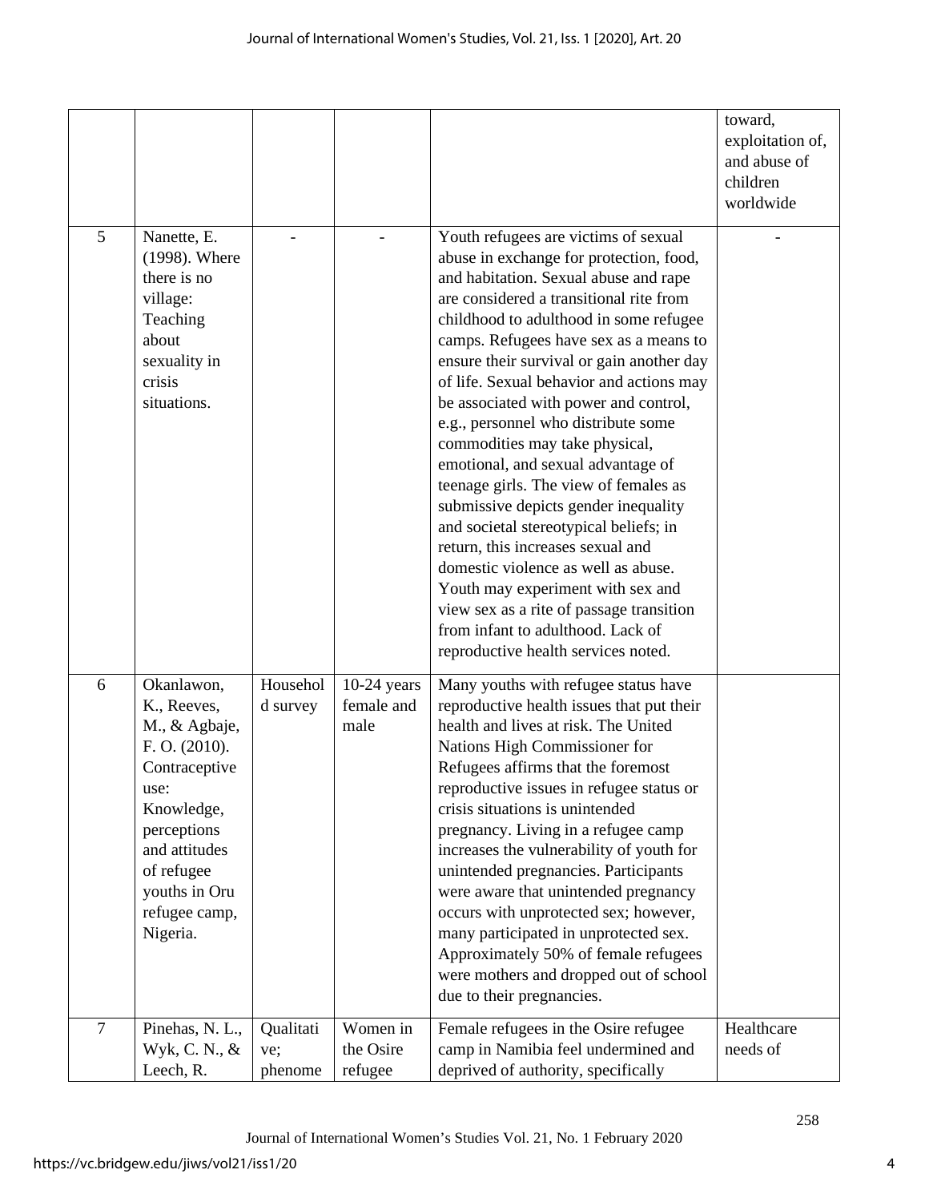| | | | | | |
|---|---|---|---|---|---|
| | | | | | toward, exploitation of, and abuse of children worldwide |
| 5 | Nanette, E. (1998). Where there is no village: Teaching about sexuality in crisis situations. | - | - | Youth refugees are victims of sexual abuse in exchange for protection, food, and habitation. Sexual abuse and rape are considered a transitional rite from childhood to adulthood in some refugee camps. Refugees have sex as a means to ensure their survival or gain another day of life. Sexual behavior and actions may be associated with power and control, e.g., personnel who distribute some commodities may take physical, emotional, and sexual advantage of teenage girls. The view of females as submissive depicts gender inequality and societal stereotypical beliefs; in return, this increases sexual and domestic violence as well as abuse. Youth may experiment with sex and view sex as a rite of passage transition from infant to adulthood. Lack of reproductive health services noted. | - |
| 6 | Okanlawon, K., Reeves, M., & Agbaje, F. O. (2010). Contraceptive use: Knowledge, perceptions and attitudes of refugee youths in Oru refugee camp, Nigeria. | Household survey | 10-24 years female and male | Many youths with refugee status have reproductive health issues that put their health and lives at risk. The United Nations High Commissioner for Refugees affirms that the foremost reproductive issues in refugee status or crisis situations is unintended pregnancy. Living in a refugee camp increases the vulnerability of youth for unintended pregnancies. Participants were aware that unintended pregnancy occurs with unprotected sex; however, many participated in unprotected sex. Approximately 50% of female refugees were mothers and dropped out of school due to their pregnancies. | |
| 7 | Pinehas, N. L., Wyk, C. N., & Leech, R. | Qualitative; phenome | Women in the Osire refugee | Female refugees in the Osire refugee camp in Namibia feel undermined and deprived of authority, specifically | Healthcare needs of |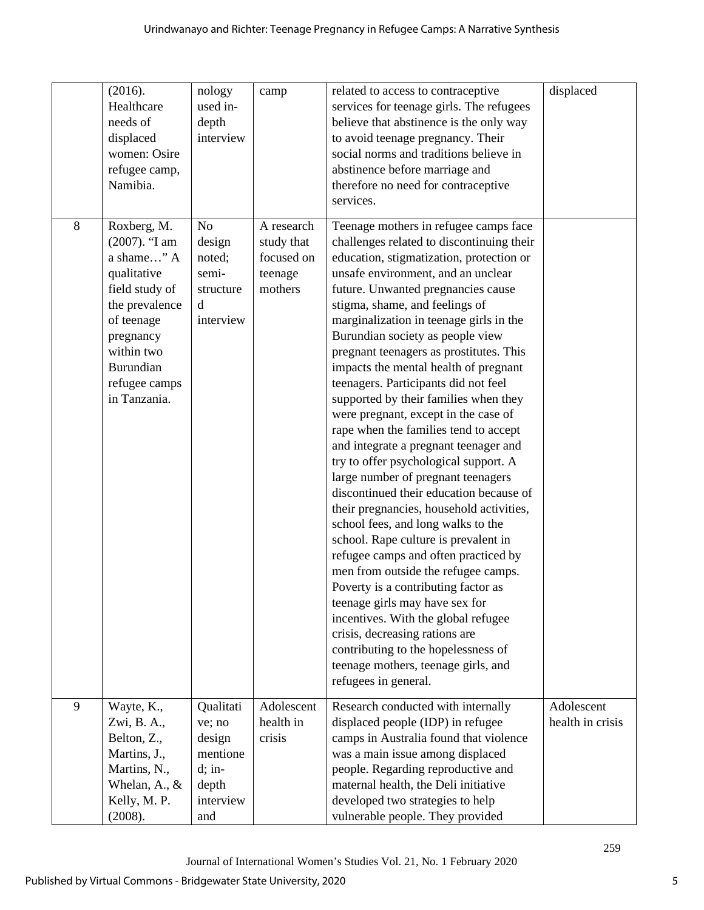| | (2016). Healthcare needs of displaced women: Osire refugee camp, Namibia. | nology used in-depth interview | camp | related to access to contraceptive services for teenage girls. The refugees believe that abstinence is the only way to avoid teenage pregnancy. Their social norms and traditions believe in abstinence before marriage and therefore no need for contraceptive services. | displaced |
|---|---|---|---|---|---|
| 8 | Roxberg, M. (2007). "I am a shame…" A qualitative field study of the prevalence of teenage pregnancy within two Burundian refugee camps in Tanzania. | No design noted; semi-structured interview | A research study that focused on teenage mothers | Teenage mothers in refugee camps face challenges related to discontinuing their education, stigmatization, protection or unsafe environment, and an unclear future. Unwanted pregnancies cause stigma, shame, and feelings of marginalization in teenage girls in the Burundian society as people view pregnant teenagers as prostitutes. This impacts the mental health of pregnant teenagers. Participants did not feel supported by their families when they were pregnant, except in the case of rape when the families tend to accept and integrate a pregnant teenager and try to offer psychological support. A large number of pregnant teenagers discontinued their education because of their pregnancies, household activities, school fees, and long walks to the school. Rape culture is prevalent in refugee camps and often practiced by men from outside the refugee camps. Poverty is a contributing factor as teenage girls may have sex for incentives. With the global refugee crisis, decreasing rations are contributing to the hopelessness of teenage mothers, teenage girls, and refugees in general. | |
| 9 | Wayte, K., Zwi, B. A., Belton, Z., Martins, J., Martins, N., Whelan, A., & Kelly, M. P. (2008). | Qualitative; no design mentioned; in-depth interview and | Adolescent health in crisis | Research conducted with internally displaced people (IDP) in refugee camps in Australia found that violence was a main issue among displaced people. Regarding reproductive and maternal health, the Deli initiative developed two strategies to help vulnerable people. They provided | Adolescent health in crisis |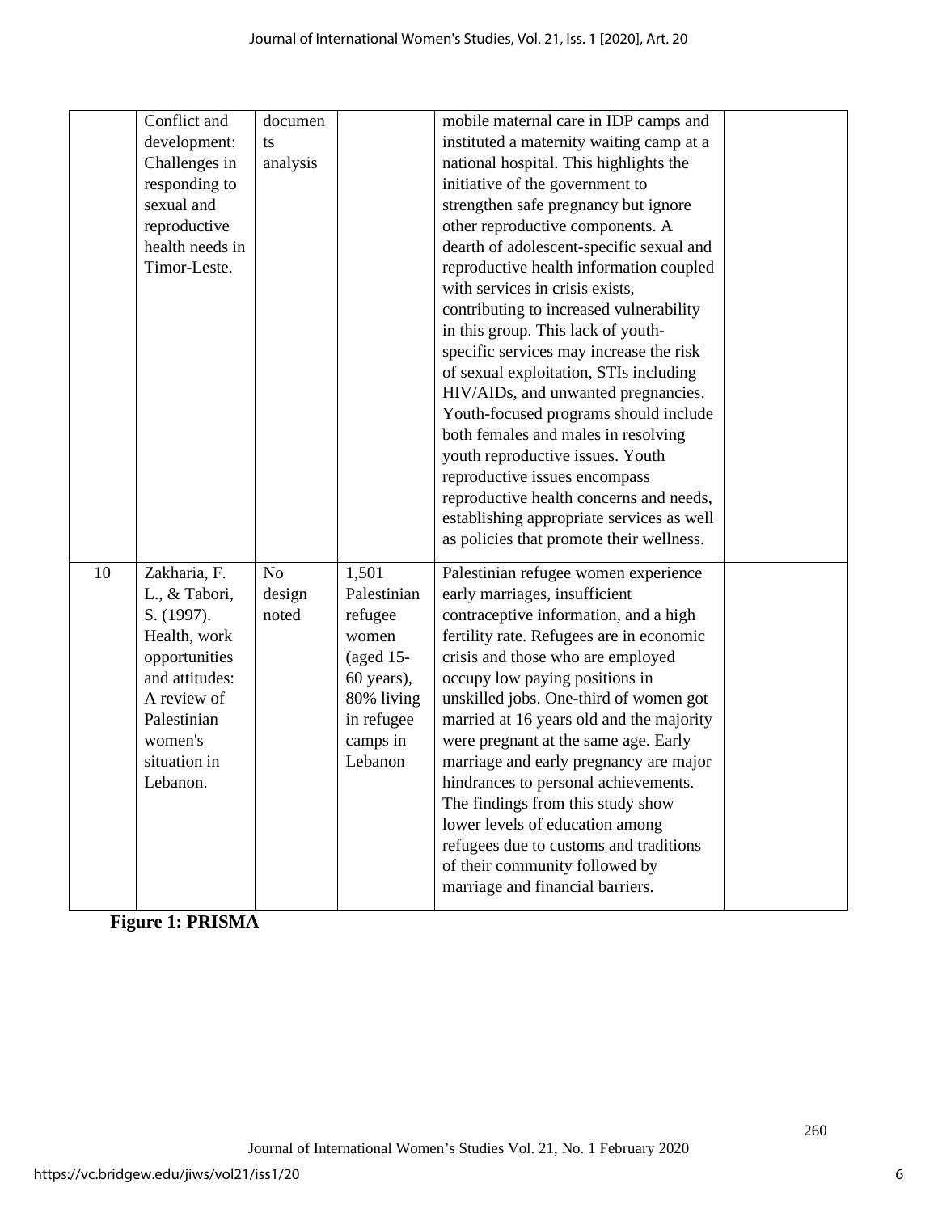|  | Conflict and development: Challenges in responding to sexual and reproductive health needs in Timor-Leste. | documents analysis |  | mobile maternal care in IDP camps and instituted a maternity waiting camp at a national hospital. This highlights the initiative of the government to strengthen safe pregnancy but ignore other reproductive components. A dearth of adolescent-specific sexual and reproductive health information coupled with services in crisis exists, contributing to increased vulnerability in this group. This lack of youth-specific services may increase the risk of sexual exploitation, STIs including HIV/AIDs, and unwanted pregnancies. Youth-focused programs should include both females and males in resolving youth reproductive issues. Youth reproductive issues encompass reproductive health concerns and needs, establishing appropriate services as well as policies that promote their wellness. |  |
|---|---|---|---|---|---|
| 10 | Zakharia, F. L., & Tabori, S. (1997). Health, work opportunities and attitudes: A review of Palestinian women's situation in Lebanon. | No design noted | 1,501 Palestinian refugee women (aged 15-60 years), 80% living in refugee camps in Lebanon | Palestinian refugee women experience early marriages, insufficient contraceptive information, and a high fertility rate. Refugees are in economic crisis and those who are employed occupy low paying positions in unskilled jobs. One-third of women got married at 16 years old and the majority were pregnant at the same age. Early marriage and early pregnancy are major hindrances to personal achievements. The findings from this study show lower levels of education among refugees due to customs and traditions of their community followed by marriage and financial barriers. |  |

**Figure 1: PRISMA**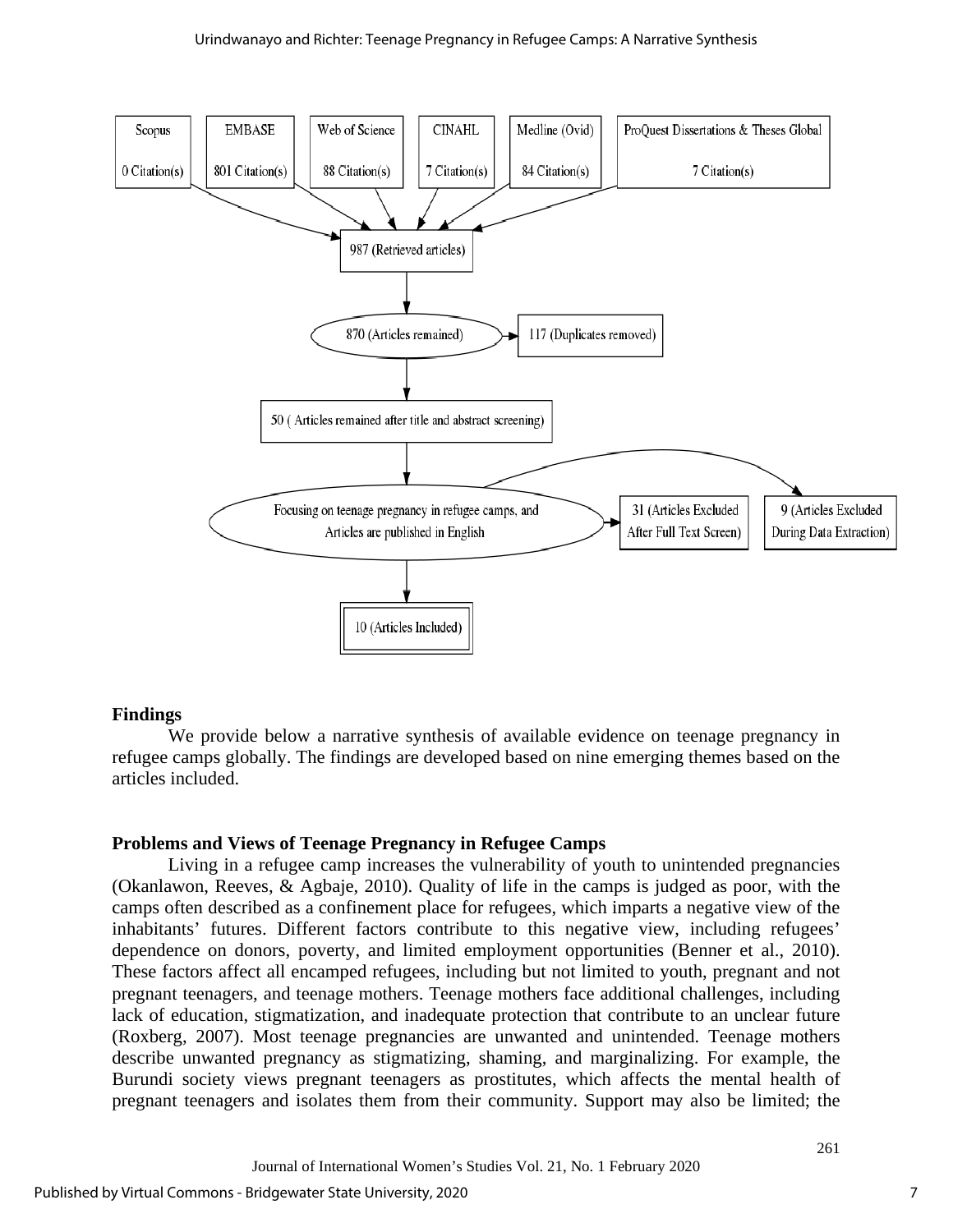Scopus: 0 Citation(s)

EMBASE: 801 Citation(s)

Web of Science: 88 Citation(s)

CINAHL: 7 Citation(s)

Medline (Ovid): 84 Citation(s)

ProQuest Dissertations & Theses Global: 7 Citation(s)

987 (Retrieved articles)

870 (Articles remained) → 117 (Duplicates removed)

50 ( Articles remained after title and abstract screening)

Focusing on teenage pregnancy in refugee camps, and Articles are published in English → 31 (Articles Excluded After Full Text Screen); 9 (Articles Excluded During Data Extraction)

10 (Articles Included)

## Findings

We provide below a narrative synthesis of available evidence on teenage pregnancy in refugee camps globally. The findings are developed based on nine emerging themes based on the articles included.

### Problems and Views of Teenage Pregnancy in Refugee Camps

Living in a refugee camp increases the vulnerability of youth to unintended pregnancies (Okanlawon, Reeves, & Agbaje, 2010). Quality of life in the camps is judged as poor, with the camps often described as a confinement place for refugees, which imparts a negative view of the inhabitants' futures. Different factors contribute to this negative view, including refugees' dependence on donors, poverty, and limited employment opportunities (Benner et al., 2010). These factors affect all encamped refugees, including but not limited to youth, pregnant and not pregnant teenagers, and teenage mothers. Teenage mothers face additional challenges, including lack of education, stigmatization, and inadequate protection that contribute to an unclear future (Roxberg, 2007). Most teenage pregnancies are unwanted and unintended. Teenage mothers describe unwanted pregnancy as stigmatizing, shaming, and marginalizing. For example, the Burundi society views pregnant teenagers as prostitutes, which affects the mental health of pregnant teenagers and isolates them from their community. Support may also be limited; the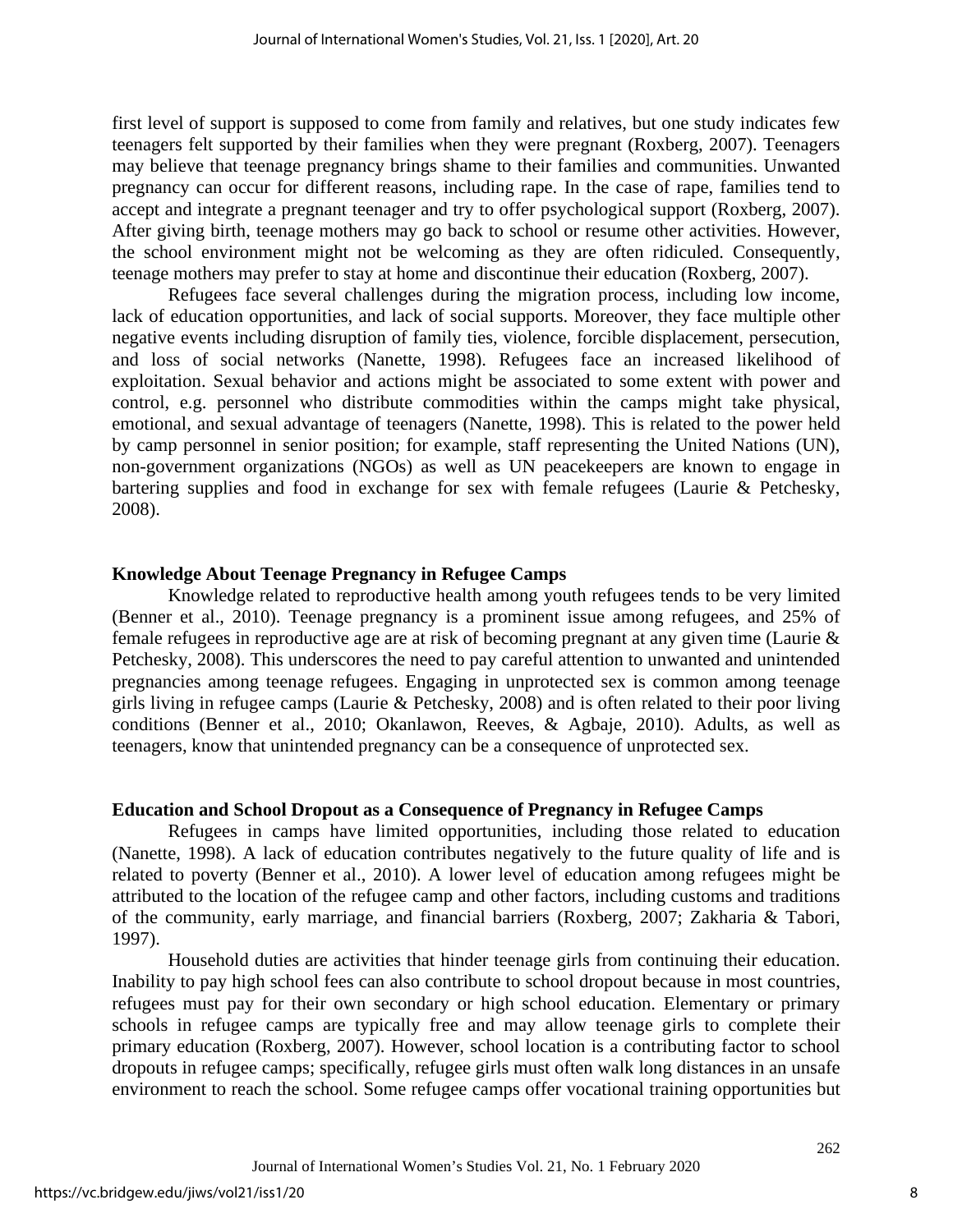first level of support is supposed to come from family and relatives, but one study indicates few teenagers felt supported by their families when they were pregnant (Roxberg, 2007). Teenagers may believe that teenage pregnancy brings shame to their families and communities. Unwanted pregnancy can occur for different reasons, including rape. In the case of rape, families tend to accept and integrate a pregnant teenager and try to offer psychological support (Roxberg, 2007). After giving birth, teenage mothers may go back to school or resume other activities. However, the school environment might not be welcoming as they are often ridiculed. Consequently, teenage mothers may prefer to stay at home and discontinue their education (Roxberg, 2007).

Refugees face several challenges during the migration process, including low income, lack of education opportunities, and lack of social supports. Moreover, they face multiple other negative events including disruption of family ties, violence, forcible displacement, persecution, and loss of social networks (Nanette, 1998). Refugees face an increased likelihood of exploitation. Sexual behavior and actions might be associated to some extent with power and control, e.g. personnel who distribute commodities within the camps might take physical, emotional, and sexual advantage of teenagers (Nanette, 1998). This is related to the power held by camp personnel in senior position; for example, staff representing the United Nations (UN), non-government organizations (NGOs) as well as UN peacekeepers are known to engage in bartering supplies and food in exchange for sex with female refugees (Laurie & Petchesky, 2008).

### Knowledge About Teenage Pregnancy in Refugee Camps

Knowledge related to reproductive health among youth refugees tends to be very limited (Benner et al., 2010). Teenage pregnancy is a prominent issue among refugees, and 25% of female refugees in reproductive age are at risk of becoming pregnant at any given time (Laurie & Petchesky, 2008). This underscores the need to pay careful attention to unwanted and unintended pregnancies among teenage refugees. Engaging in unprotected sex is common among teenage girls living in refugee camps (Laurie & Petchesky, 2008) and is often related to their poor living conditions (Benner et al., 2010; Okanlawon, Reeves, & Agbaje, 2010). Adults, as well as teenagers, know that unintended pregnancy can be a consequence of unprotected sex.

### Education and School Dropout as a Consequence of Pregnancy in Refugee Camps

Refugees in camps have limited opportunities, including those related to education (Nanette, 1998). A lack of education contributes negatively to the future quality of life and is related to poverty (Benner et al., 2010). A lower level of education among refugees might be attributed to the location of the refugee camp and other factors, including customs and traditions of the community, early marriage, and financial barriers (Roxberg, 2007; Zakharia & Tabori, 1997).

Household duties are activities that hinder teenage girls from continuing their education. Inability to pay high school fees can also contribute to school dropout because in most countries, refugees must pay for their own secondary or high school education. Elementary or primary schools in refugee camps are typically free and may allow teenage girls to complete their primary education (Roxberg, 2007). However, school location is a contributing factor to school dropouts in refugee camps; specifically, refugee girls must often walk long distances in an unsafe environment to reach the school. Some refugee camps offer vocational training opportunities but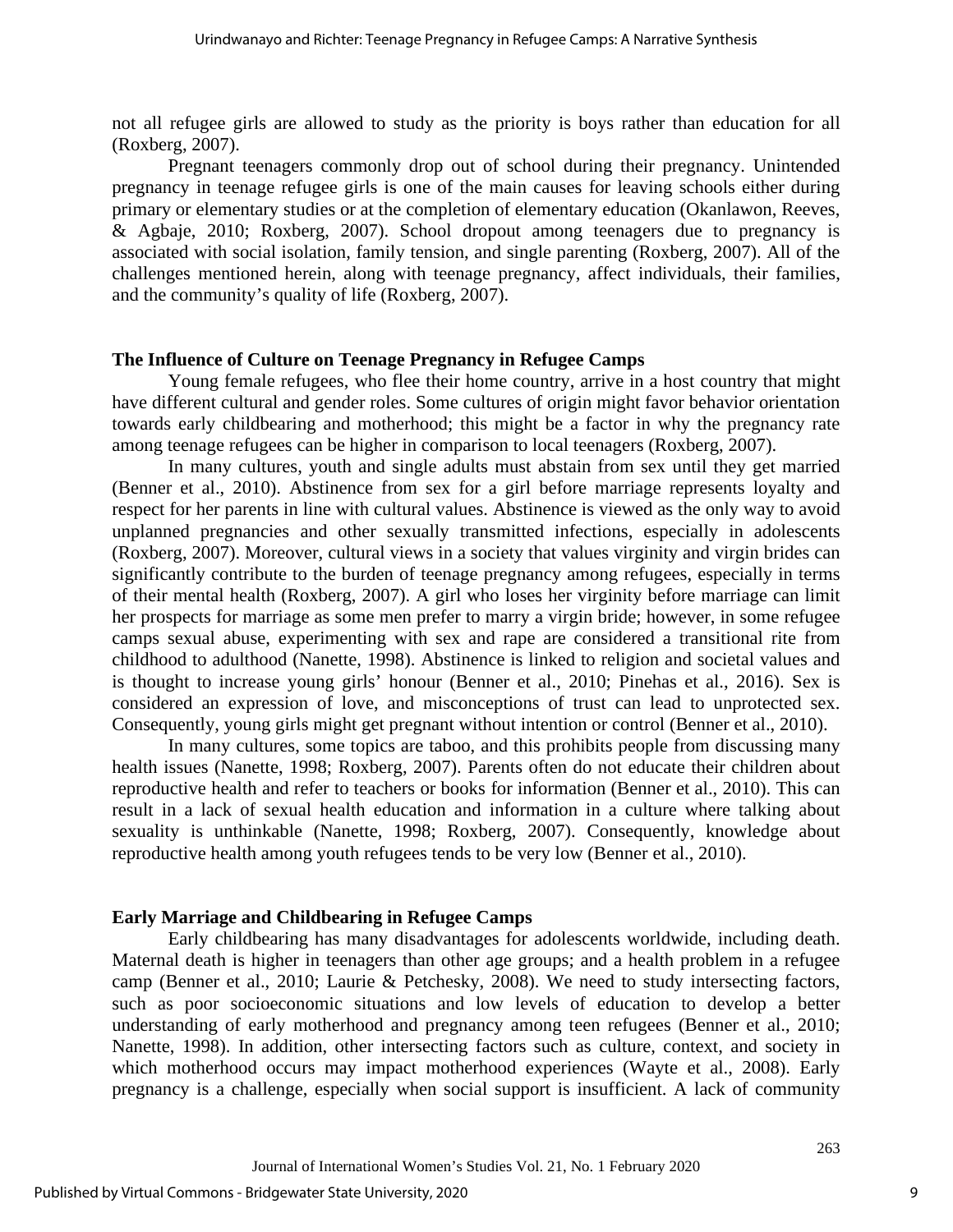not all refugee girls are allowed to study as the priority is boys rather than education for all (Roxberg, 2007).

Pregnant teenagers commonly drop out of school during their pregnancy. Unintended pregnancy in teenage refugee girls is one of the main causes for leaving schools either during primary or elementary studies or at the completion of elementary education (Okanlawon, Reeves, & Agbaje, 2010; Roxberg, 2007). School dropout among teenagers due to pregnancy is associated with social isolation, family tension, and single parenting (Roxberg, 2007). All of the challenges mentioned herein, along with teenage pregnancy, affect individuals, their families, and the community's quality of life (Roxberg, 2007).

## The Influence of Culture on Teenage Pregnancy in Refugee Camps

Young female refugees, who flee their home country, arrive in a host country that might have different cultural and gender roles. Some cultures of origin might favor behavior orientation towards early childbearing and motherhood; this might be a factor in why the pregnancy rate among teenage refugees can be higher in comparison to local teenagers (Roxberg, 2007).

In many cultures, youth and single adults must abstain from sex until they get married (Benner et al., 2010). Abstinence from sex for a girl before marriage represents loyalty and respect for her parents in line with cultural values. Abstinence is viewed as the only way to avoid unplanned pregnancies and other sexually transmitted infections, especially in adolescents (Roxberg, 2007). Moreover, cultural views in a society that values virginity and virgin brides can significantly contribute to the burden of teenage pregnancy among refugees, especially in terms of their mental health (Roxberg, 2007). A girl who loses her virginity before marriage can limit her prospects for marriage as some men prefer to marry a virgin bride; however, in some refugee camps sexual abuse, experimenting with sex and rape are considered a transitional rite from childhood to adulthood (Nanette, 1998). Abstinence is linked to religion and societal values and is thought to increase young girls' honour (Benner et al., 2010; Pinehas et al., 2016). Sex is considered an expression of love, and misconceptions of trust can lead to unprotected sex. Consequently, young girls might get pregnant without intention or control (Benner et al., 2010).

In many cultures, some topics are taboo, and this prohibits people from discussing many health issues (Nanette, 1998; Roxberg, 2007). Parents often do not educate their children about reproductive health and refer to teachers or books for information (Benner et al., 2010). This can result in a lack of sexual health education and information in a culture where talking about sexuality is unthinkable (Nanette, 1998; Roxberg, 2007). Consequently, knowledge about reproductive health among youth refugees tends to be very low (Benner et al., 2010).

## Early Marriage and Childbearing in Refugee Camps

Early childbearing has many disadvantages for adolescents worldwide, including death. Maternal death is higher in teenagers than other age groups; and a health problem in a refugee camp (Benner et al., 2010; Laurie & Petchesky, 2008). We need to study intersecting factors, such as poor socioeconomic situations and low levels of education to develop a better understanding of early motherhood and pregnancy among teen refugees (Benner et al., 2010; Nanette, 1998). In addition, other intersecting factors such as culture, context, and society in which motherhood occurs may impact motherhood experiences (Wayte et al., 2008). Early pregnancy is a challenge, especially when social support is insufficient. A lack of community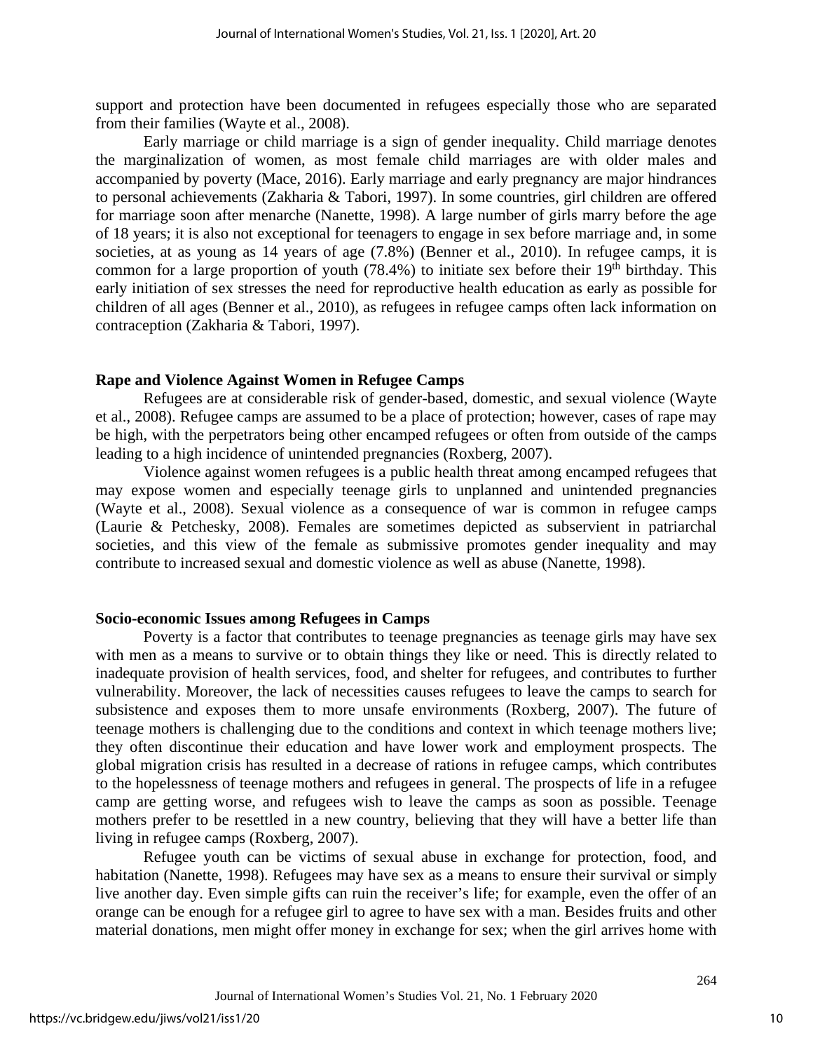support and protection have been documented in refugees especially those who are separated from their families (Wayte et al., 2008).

Early marriage or child marriage is a sign of gender inequality. Child marriage denotes the marginalization of women, as most female child marriages are with older males and accompanied by poverty (Mace, 2016). Early marriage and early pregnancy are major hindrances to personal achievements (Zakharia & Tabori, 1997). In some countries, girl children are offered for marriage soon after menarche (Nanette, 1998). A large number of girls marry before the age of 18 years; it is also not exceptional for teenagers to engage in sex before marriage and, in some societies, at as young as 14 years of age (7.8%) (Benner et al., 2010). In refugee camps, it is common for a large proportion of youth (78.4%) to initiate sex before their 19th birthday. This early initiation of sex stresses the need for reproductive health education as early as possible for children of all ages (Benner et al., 2010), as refugees in refugee camps often lack information on contraception (Zakharia & Tabori, 1997).

### Rape and Violence Against Women in Refugee Camps

Refugees are at considerable risk of gender-based, domestic, and sexual violence (Wayte et al., 2008). Refugee camps are assumed to be a place of protection; however, cases of rape may be high, with the perpetrators being other encamped refugees or often from outside of the camps leading to a high incidence of unintended pregnancies (Roxberg, 2007).

Violence against women refugees is a public health threat among encamped refugees that may expose women and especially teenage girls to unplanned and unintended pregnancies (Wayte et al., 2008). Sexual violence as a consequence of war is common in refugee camps (Laurie & Petchesky, 2008). Females are sometimes depicted as subservient in patriarchal societies, and this view of the female as submissive promotes gender inequality and may contribute to increased sexual and domestic violence as well as abuse (Nanette, 1998).

### Socio-economic Issues among Refugees in Camps

Poverty is a factor that contributes to teenage pregnancies as teenage girls may have sex with men as a means to survive or to obtain things they like or need. This is directly related to inadequate provision of health services, food, and shelter for refugees, and contributes to further vulnerability. Moreover, the lack of necessities causes refugees to leave the camps to search for subsistence and exposes them to more unsafe environments (Roxberg, 2007). The future of teenage mothers is challenging due to the conditions and context in which teenage mothers live; they often discontinue their education and have lower work and employment prospects. The global migration crisis has resulted in a decrease of rations in refugee camps, which contributes to the hopelessness of teenage mothers and refugees in general. The prospects of life in a refugee camp are getting worse, and refugees wish to leave the camps as soon as possible. Teenage mothers prefer to be resettled in a new country, believing that they will have a better life than living in refugee camps (Roxberg, 2007).

Refugee youth can be victims of sexual abuse in exchange for protection, food, and habitation (Nanette, 1998). Refugees may have sex as a means to ensure their survival or simply live another day. Even simple gifts can ruin the receiver's life; for example, even the offer of an orange can be enough for a refugee girl to agree to have sex with a man. Besides fruits and other material donations, men might offer money in exchange for sex; when the girl arrives home with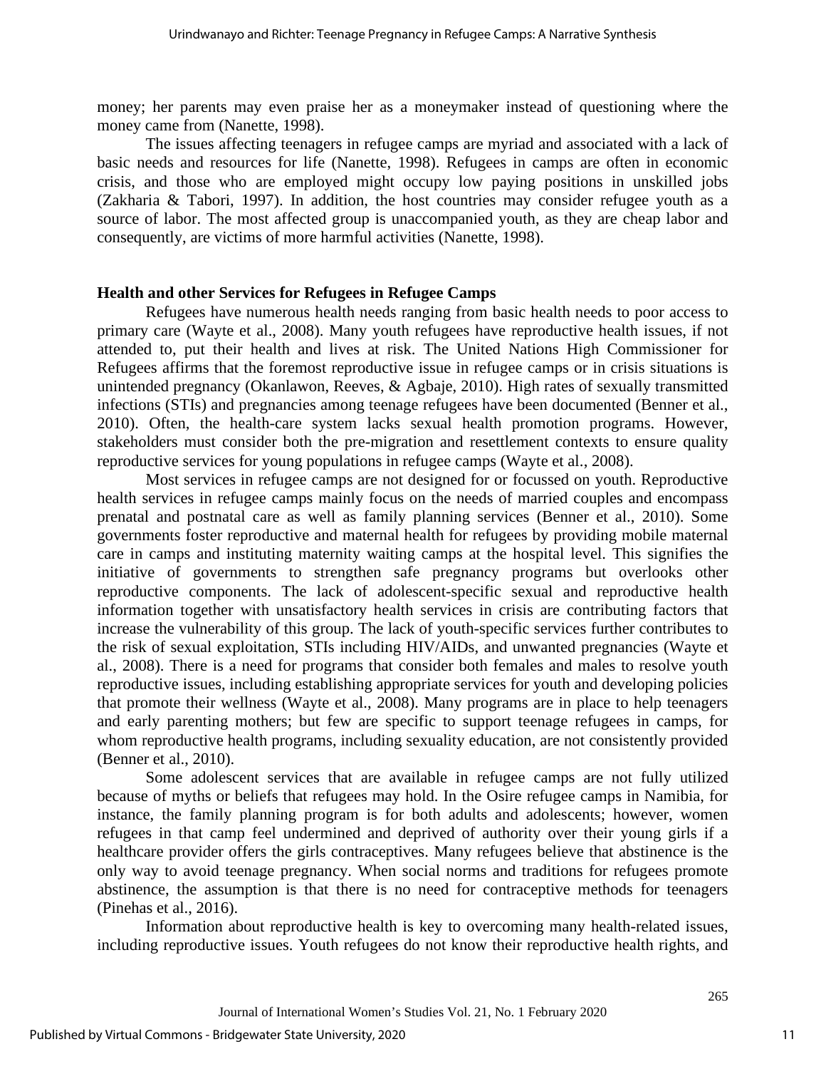money; her parents may even praise her as a moneymaker instead of questioning where the money came from (Nanette, 1998).

The issues affecting teenagers in refugee camps are myriad and associated with a lack of basic needs and resources for life (Nanette, 1998). Refugees in camps are often in economic crisis, and those who are employed might occupy low paying positions in unskilled jobs (Zakharia & Tabori, 1997). In addition, the host countries may consider refugee youth as a source of labor. The most affected group is unaccompanied youth, as they are cheap labor and consequently, are victims of more harmful activities (Nanette, 1998).

## Health and other Services for Refugees in Refugee Camps

Refugees have numerous health needs ranging from basic health needs to poor access to primary care (Wayte et al., 2008). Many youth refugees have reproductive health issues, if not attended to, put their health and lives at risk. The United Nations High Commissioner for Refugees affirms that the foremost reproductive issue in refugee camps or in crisis situations is unintended pregnancy (Okanlawon, Reeves, & Agbaje, 2010). High rates of sexually transmitted infections (STIs) and pregnancies among teenage refugees have been documented (Benner et al., 2010). Often, the health-care system lacks sexual health promotion programs. However, stakeholders must consider both the pre-migration and resettlement contexts to ensure quality reproductive services for young populations in refugee camps (Wayte et al., 2008).

Most services in refugee camps are not designed for or focussed on youth. Reproductive health services in refugee camps mainly focus on the needs of married couples and encompass prenatal and postnatal care as well as family planning services (Benner et al., 2010). Some governments foster reproductive and maternal health for refugees by providing mobile maternal care in camps and instituting maternity waiting camps at the hospital level. This signifies the initiative of governments to strengthen safe pregnancy programs but overlooks other reproductive components. The lack of adolescent-specific sexual and reproductive health information together with unsatisfactory health services in crisis are contributing factors that increase the vulnerability of this group. The lack of youth-specific services further contributes to the risk of sexual exploitation, STIs including HIV/AIDs, and unwanted pregnancies (Wayte et al., 2008). There is a need for programs that consider both females and males to resolve youth reproductive issues, including establishing appropriate services for youth and developing policies that promote their wellness (Wayte et al., 2008). Many programs are in place to help teenagers and early parenting mothers; but few are specific to support teenage refugees in camps, for whom reproductive health programs, including sexuality education, are not consistently provided (Benner et al., 2010).

Some adolescent services that are available in refugee camps are not fully utilized because of myths or beliefs that refugees may hold. In the Osire refugee camps in Namibia, for instance, the family planning program is for both adults and adolescents; however, women refugees in that camp feel undermined and deprived of authority over their young girls if a healthcare provider offers the girls contraceptives. Many refugees believe that abstinence is the only way to avoid teenage pregnancy. When social norms and traditions for refugees promote abstinence, the assumption is that there is no need for contraceptive methods for teenagers (Pinehas et al., 2016).

Information about reproductive health is key to overcoming many health-related issues, including reproductive issues. Youth refugees do not know their reproductive health rights, and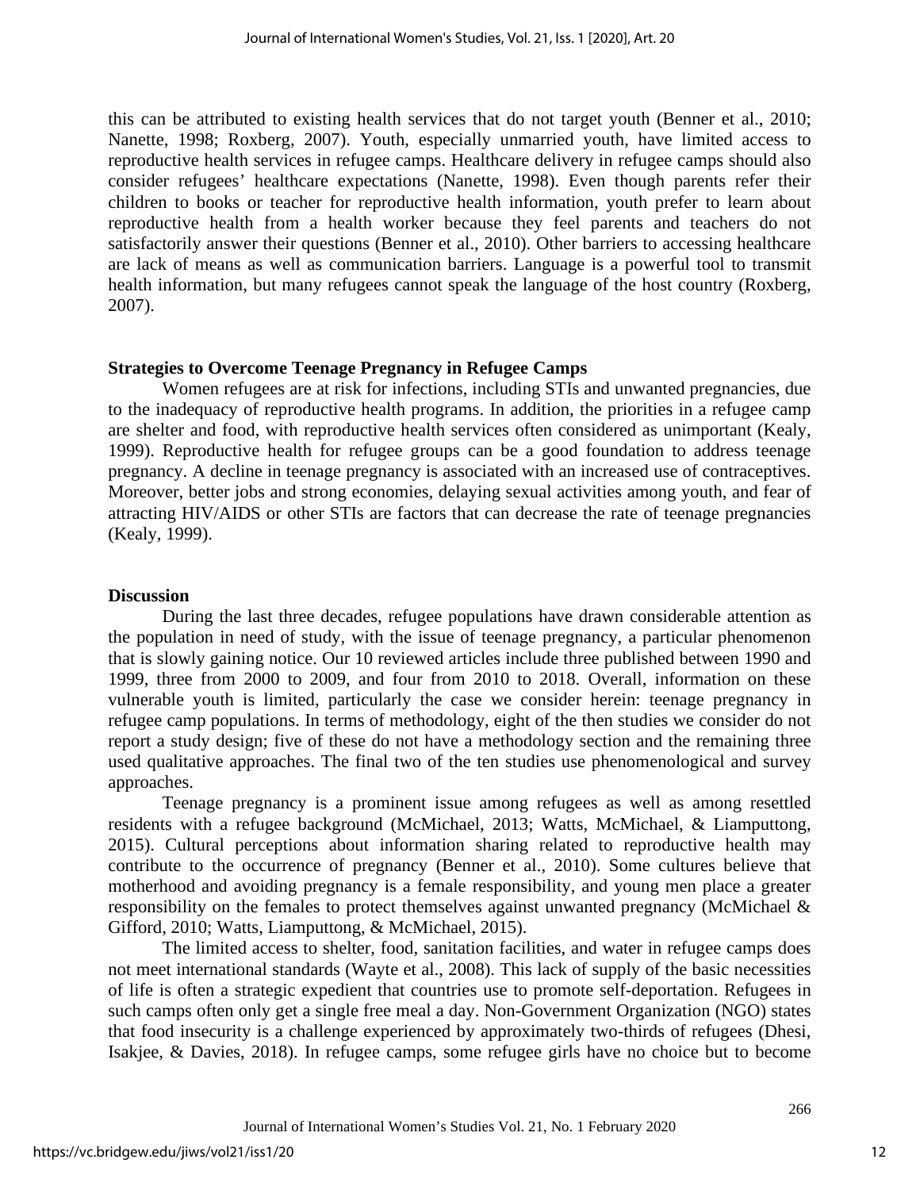this can be attributed to existing health services that do not target youth (Benner et al., 2010; Nanette, 1998; Roxberg, 2007). Youth, especially unmarried youth, have limited access to reproductive health services in refugee camps. Healthcare delivery in refugee camps should also consider refugees' healthcare expectations (Nanette, 1998). Even though parents refer their children to books or teacher for reproductive health information, youth prefer to learn about reproductive health from a health worker because they feel parents and teachers do not satisfactorily answer their questions (Benner et al., 2010). Other barriers to accessing healthcare are lack of means as well as communication barriers. Language is a powerful tool to transmit health information, but many refugees cannot speak the language of the host country (Roxberg, 2007).

## Strategies to Overcome Teenage Pregnancy in Refugee Camps

Women refugees are at risk for infections, including STIs and unwanted pregnancies, due to the inadequacy of reproductive health programs. In addition, the priorities in a refugee camp are shelter and food, with reproductive health services often considered as unimportant (Kealy, 1999). Reproductive health for refugee groups can be a good foundation to address teenage pregnancy. A decline in teenage pregnancy is associated with an increased use of contraceptives. Moreover, better jobs and strong economies, delaying sexual activities among youth, and fear of attracting HIV/AIDS or other STIs are factors that can decrease the rate of teenage pregnancies (Kealy, 1999).

## Discussion

During the last three decades, refugee populations have drawn considerable attention as the population in need of study, with the issue of teenage pregnancy, a particular phenomenon that is slowly gaining notice. Our 10 reviewed articles include three published between 1990 and 1999, three from 2000 to 2009, and four from 2010 to 2018. Overall, information on these vulnerable youth is limited, particularly the case we consider herein: teenage pregnancy in refugee camp populations. In terms of methodology, eight of the then studies we consider do not report a study design; five of these do not have a methodology section and the remaining three used qualitative approaches. The final two of the ten studies use phenomenological and survey approaches.

Teenage pregnancy is a prominent issue among refugees as well as among resettled residents with a refugee background (McMichael, 2013; Watts, McMichael, & Liamputtong, 2015). Cultural perceptions about information sharing related to reproductive health may contribute to the occurrence of pregnancy (Benner et al., 2010). Some cultures believe that motherhood and avoiding pregnancy is a female responsibility, and young men place a greater responsibility on the females to protect themselves against unwanted pregnancy (McMichael & Gifford, 2010; Watts, Liamputtong, & McMichael, 2015).

The limited access to shelter, food, sanitation facilities, and water in refugee camps does not meet international standards (Wayte et al., 2008). This lack of supply of the basic necessities of life is often a strategic expedient that countries use to promote self-deportation. Refugees in such camps often only get a single free meal a day. Non-Government Organization (NGO) states that food insecurity is a challenge experienced by approximately two-thirds of refugees (Dhesi, Isakjee, & Davies, 2018). In refugee camps, some refugee girls have no choice but to become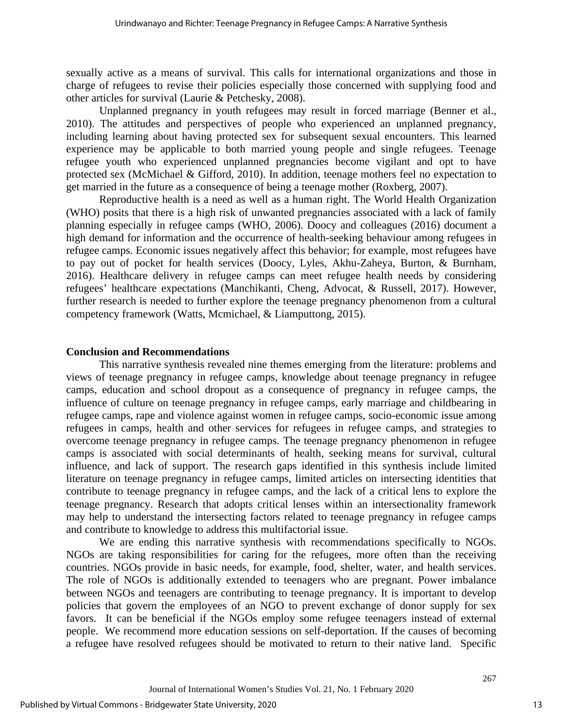sexually active as a means of survival. This calls for international organizations and those in charge of refugees to revise their policies especially those concerned with supplying food and other articles for survival (Laurie & Petchesky, 2008).

Unplanned pregnancy in youth refugees may result in forced marriage (Benner et al., 2010). The attitudes and perspectives of people who experienced an unplanned pregnancy, including learning about having protected sex for subsequent sexual encounters. This learned experience may be applicable to both married young people and single refugees. Teenage refugee youth who experienced unplanned pregnancies become vigilant and opt to have protected sex (McMichael & Gifford, 2010). In addition, teenage mothers feel no expectation to get married in the future as a consequence of being a teenage mother (Roxberg, 2007).

Reproductive health is a need as well as a human right. The World Health Organization (WHO) posits that there is a high risk of unwanted pregnancies associated with a lack of family planning especially in refugee camps (WHO, 2006). Doocy and colleagues (2016) document a high demand for information and the occurrence of health-seeking behaviour among refugees in refugee camps. Economic issues negatively affect this behavior; for example, most refugees have to pay out of pocket for health services (Doocy, Lyles, Akhu-Zaheya, Burton, & Burnham, 2016). Healthcare delivery in refugee camps can meet refugee health needs by considering refugees' healthcare expectations (Manchikanti, Cheng, Advocat, & Russell, 2017). However, further research is needed to further explore the teenage pregnancy phenomenon from a cultural competency framework (Watts, Mcmichael, & Liamputtong, 2015).

## Conclusion and Recommendations

This narrative synthesis revealed nine themes emerging from the literature: problems and views of teenage pregnancy in refugee camps, knowledge about teenage pregnancy in refugee camps, education and school dropout as a consequence of pregnancy in refugee camps, the influence of culture on teenage pregnancy in refugee camps, early marriage and childbearing in refugee camps, rape and violence against women in refugee camps, socio-economic issue among refugees in camps, health and other services for refugees in refugee camps, and strategies to overcome teenage pregnancy in refugee camps. The teenage pregnancy phenomenon in refugee camps is associated with social determinants of health, seeking means for survival, cultural influence, and lack of support. The research gaps identified in this synthesis include limited literature on teenage pregnancy in refugee camps, limited articles on intersecting identities that contribute to teenage pregnancy in refugee camps, and the lack of a critical lens to explore the teenage pregnancy. Research that adopts critical lenses within an intersectionality framework may help to understand the intersecting factors related to teenage pregnancy in refugee camps and contribute to knowledge to address this multifactorial issue.

We are ending this narrative synthesis with recommendations specifically to NGOs. NGOs are taking responsibilities for caring for the refugees, more often than the receiving countries. NGOs provide in basic needs, for example, food, shelter, water, and health services. The role of NGOs is additionally extended to teenagers who are pregnant. Power imbalance between NGOs and teenagers are contributing to teenage pregnancy. It is important to develop policies that govern the employees of an NGO to prevent exchange of donor supply for sex favors. It can be beneficial if the NGOs employ some refugee teenagers instead of external people. We recommend more education sessions on self-deportation. If the causes of becoming a refugee have resolved refugees should be motivated to return to their native land. Specific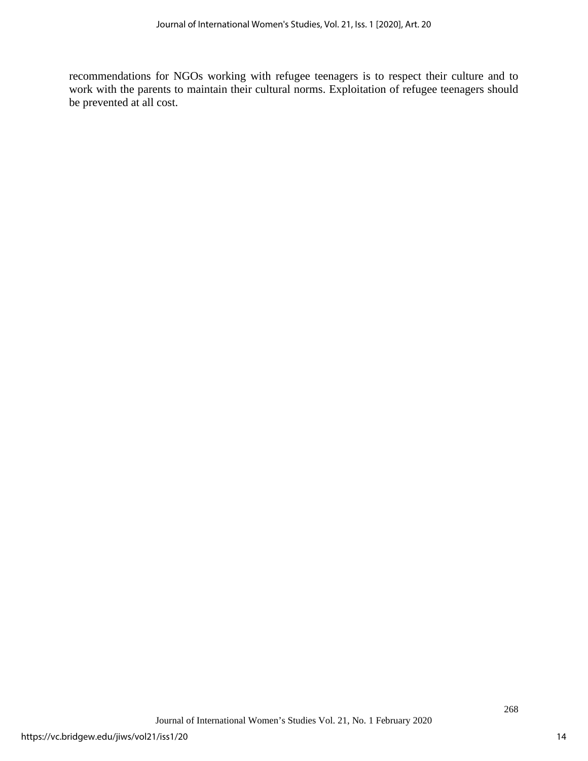recommendations for NGOs working with refugee teenagers is to respect their culture and to work with the parents to maintain their cultural norms. Exploitation of refugee teenagers should be prevented at all cost.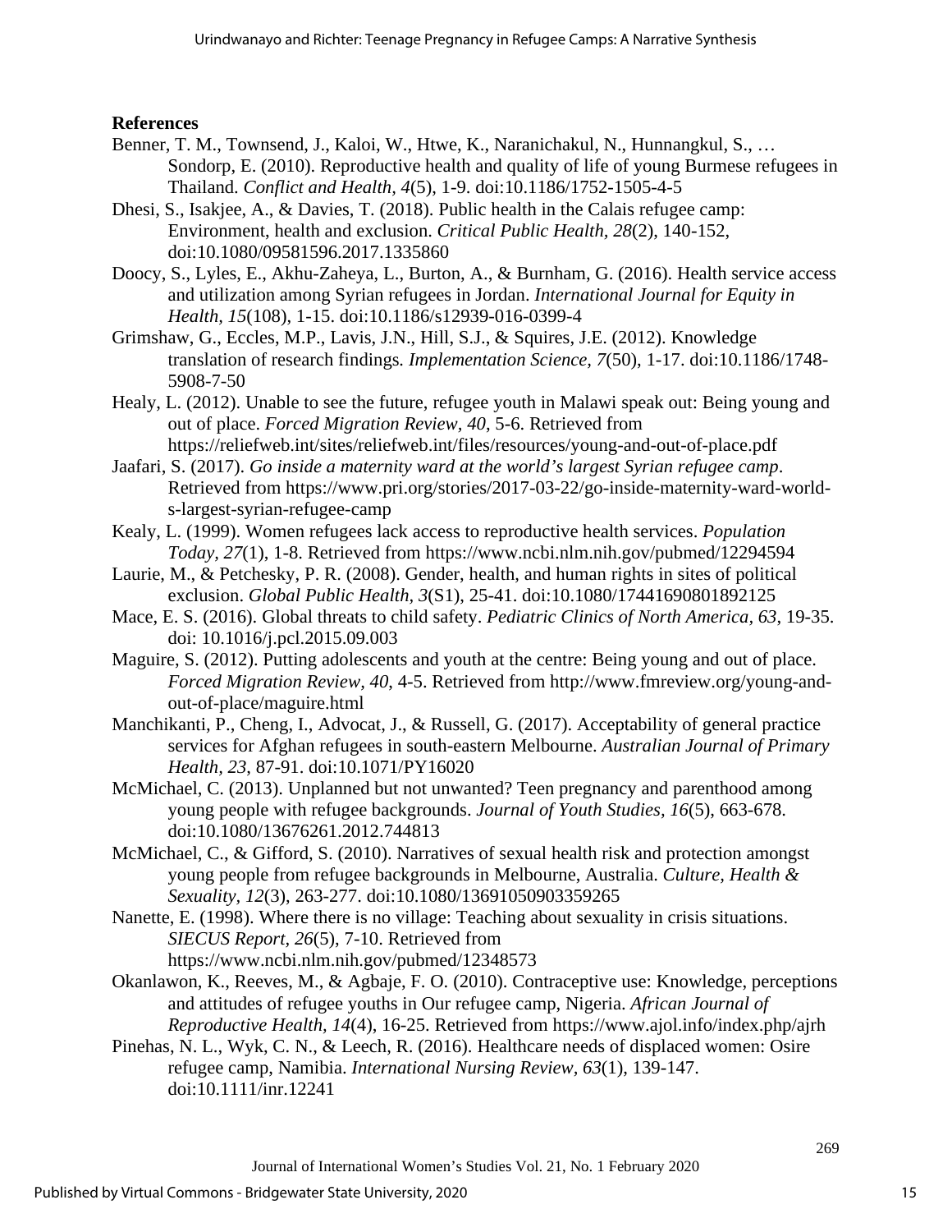**References**

Benner, T. M., Townsend, J., Kaloi, W., Htwe, K., Naranichakul, N., Hunnangkul, S., … Sondorp, E. (2010). Reproductive health and quality of life of young Burmese refugees in Thailand. *Conflict and Health*, *4*(5), 1-9. doi:10.1186/1752-1505-4-5

Dhesi, S., Isakjee, A., & Davies, T. (2018). Public health in the Calais refugee camp: Environment, health and exclusion. *Critical Public Health*, *28*(2), 140-152, doi:10.1080/09581596.2017.1335860

Doocy, S., Lyles, E., Akhu-Zaheya, L., Burton, A., & Burnham, G. (2016). Health service access and utilization among Syrian refugees in Jordan. *International Journal for Equity in Health*, *15*(108), 1-15. doi:10.1186/s12939-016-0399-4

Grimshaw, G., Eccles, M.P., Lavis, J.N., Hill, S.J., & Squires, J.E. (2012). Knowledge translation of research findings. *Implementation Science*, *7*(50), 1-17. doi:10.1186/1748-5908-7-50

Healy, L. (2012). Unable to see the future, refugee youth in Malawi speak out: Being young and out of place. *Forced Migration Review, 40*, 5-6. Retrieved from https://reliefweb.int/sites/reliefweb.int/files/resources/young-and-out-of-place.pdf

Jaafari, S. (2017). *Go inside a maternity ward at the world's largest Syrian refugee camp*. Retrieved from https://www.pri.org/stories/2017-03-22/go-inside-maternity-ward-world-s-largest-syrian-refugee-camp

Kealy, L. (1999). Women refugees lack access to reproductive health services. *Population Today, 27*(1), 1-8. Retrieved from https://www.ncbi.nlm.nih.gov/pubmed/12294594

Laurie, M., & Petchesky, P. R. (2008). Gender, health, and human rights in sites of political exclusion. *Global Public Health, 3*(S1), 25-41. doi:10.1080/17441690801892125

Mace, E. S. (2016). Global threats to child safety. *Pediatric Clinics of North America, 63*, 19-35. doi: 10.1016/j.pcl.2015.09.003

Maguire, S. (2012). Putting adolescents and youth at the centre: Being young and out of place. *Forced Migration Review, 40,* 4-5. Retrieved from http://www.fmreview.org/young-and-out-of-place/maguire.html

Manchikanti, P., Cheng, I., Advocat, J., & Russell, G. (2017). Acceptability of general practice services for Afghan refugees in south-eastern Melbourne. *Australian Journal of Primary Health, 23*, 87-91. doi:10.1071/PY16020

McMichael, C. (2013). Unplanned but not unwanted? Teen pregnancy and parenthood among young people with refugee backgrounds. *Journal of Youth Studies, 16*(5), 663-678. doi:10.1080/13676261.2012.744813

McMichael, C., & Gifford, S. (2010). Narratives of sexual health risk and protection amongst young people from refugee backgrounds in Melbourne, Australia. *Culture, Health & Sexuality*, *12*(3), 263-277. doi:10.1080/13691050903359265

Nanette, E. (1998). Where there is no village: Teaching about sexuality in crisis situations. *SIECUS Report*, *26*(5), 7-10. Retrieved from https://www.ncbi.nlm.nih.gov/pubmed/12348573

Okanlawon, K., Reeves, M., & Agbaje, F. O. (2010). Contraceptive use: Knowledge, perceptions and attitudes of refugee youths in Our refugee camp, Nigeria. *African Journal of Reproductive Health, 14*(4), 16-25. Retrieved from https://www.ajol.info/index.php/ajrh

Pinehas, N. L., Wyk, C. N., & Leech, R. (2016). Healthcare needs of displaced women: Osire refugee camp, Namibia. *International Nursing Review, 63*(1), 139-147. doi:10.1111/inr.12241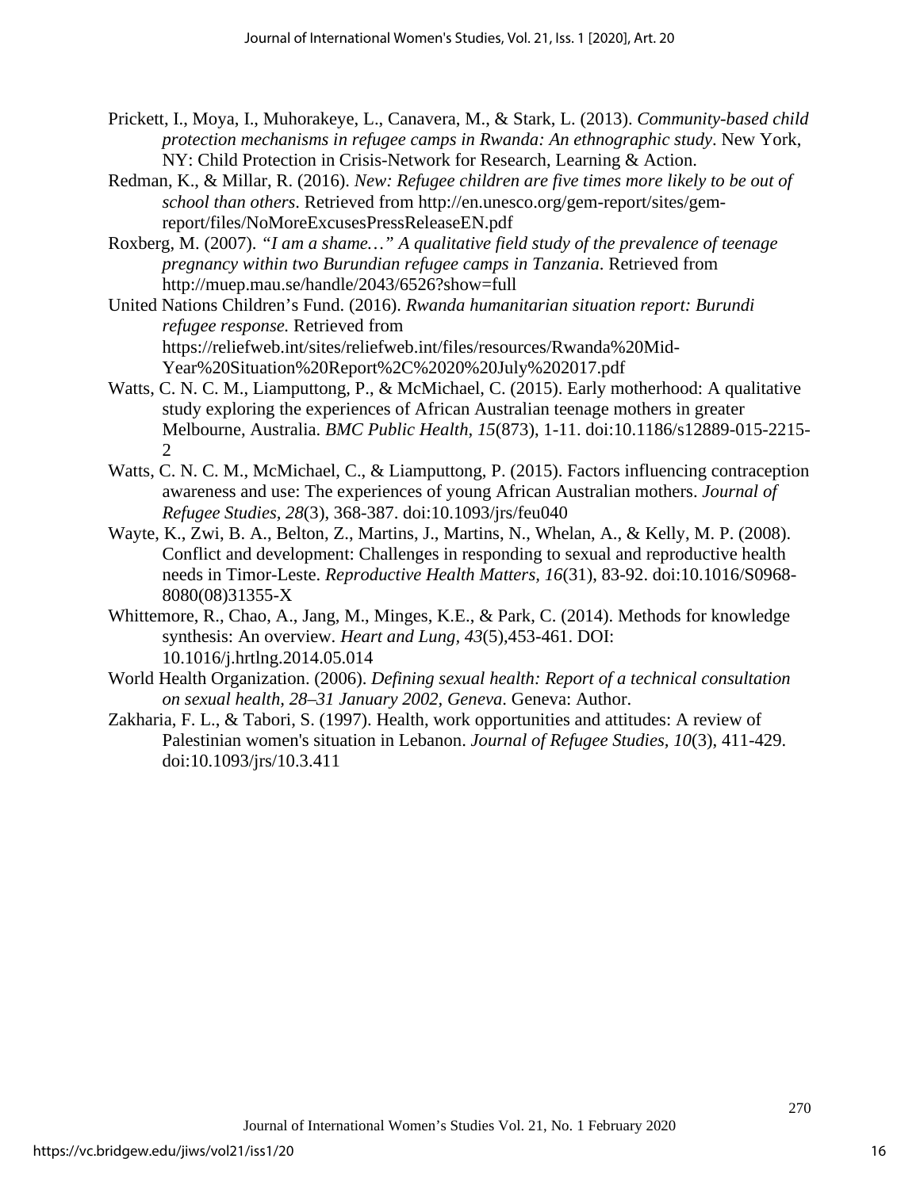Prickett, I., Moya, I., Muhorakeye, L., Canavera, M., & Stark, L. (2013). *Community-based child protection mechanisms in refugee camps in Rwanda: An ethnographic study*. New York, NY: Child Protection in Crisis-Network for Research, Learning & Action.

Redman, K., & Millar, R. (2016). *New: Refugee children are five times more likely to be out of school than others*. Retrieved from http://en.unesco.org/gem-report/sites/gem-report/files/NoMoreExcusesPressReleaseEN.pdf

Roxberg, M. (2007). *"I am a shame…" A qualitative field study of the prevalence of teenage pregnancy within two Burundian refugee camps in Tanzania*. Retrieved from http://muep.mau.se/handle/2043/6526?show=full

United Nations Children's Fund. (2016). *Rwanda humanitarian situation report: Burundi refugee response.* Retrieved from https://reliefweb.int/sites/reliefweb.int/files/resources/Rwanda%20Mid-Year%20Situation%20Report%2C%2020%20July%202017.pdf

Watts, C. N. C. M., Liamputtong, P., & McMichael, C. (2015). Early motherhood: A qualitative study exploring the experiences of African Australian teenage mothers in greater Melbourne, Australia. *BMC Public Health, 15*(873), 1-11. doi:10.1186/s12889-015-2215-2

Watts, C. N. C. M., McMichael, C., & Liamputtong, P. (2015). Factors influencing contraception awareness and use: The experiences of young African Australian mothers. *Journal of Refugee Studies, 28*(3), 368-387. doi:10.1093/jrs/feu040

Wayte, K., Zwi, B. A., Belton, Z., Martins, J., Martins, N., Whelan, A., & Kelly, M. P. (2008). Conflict and development: Challenges in responding to sexual and reproductive health needs in Timor-Leste. *Reproductive Health Matters, 16*(31), 83-92. doi:10.1016/S0968-8080(08)31355-X

Whittemore, R., Chao, A., Jang, M., Minges, K.E., & Park, C. (2014). Methods for knowledge synthesis: An overview. *Heart and Lung*, *43*(5),453-461. DOI: 10.1016/j.hrtlng.2014.05.014

World Health Organization. (2006). *Defining sexual health: Report of a technical consultation on sexual health, 28–31 January 2002, Geneva*. Geneva: Author.

Zakharia, F. L., & Tabori, S. (1997). Health, work opportunities and attitudes: A review of Palestinian women's situation in Lebanon. *Journal of Refugee Studies, 10*(3), 411-429. doi:10.1093/jrs/10.3.411